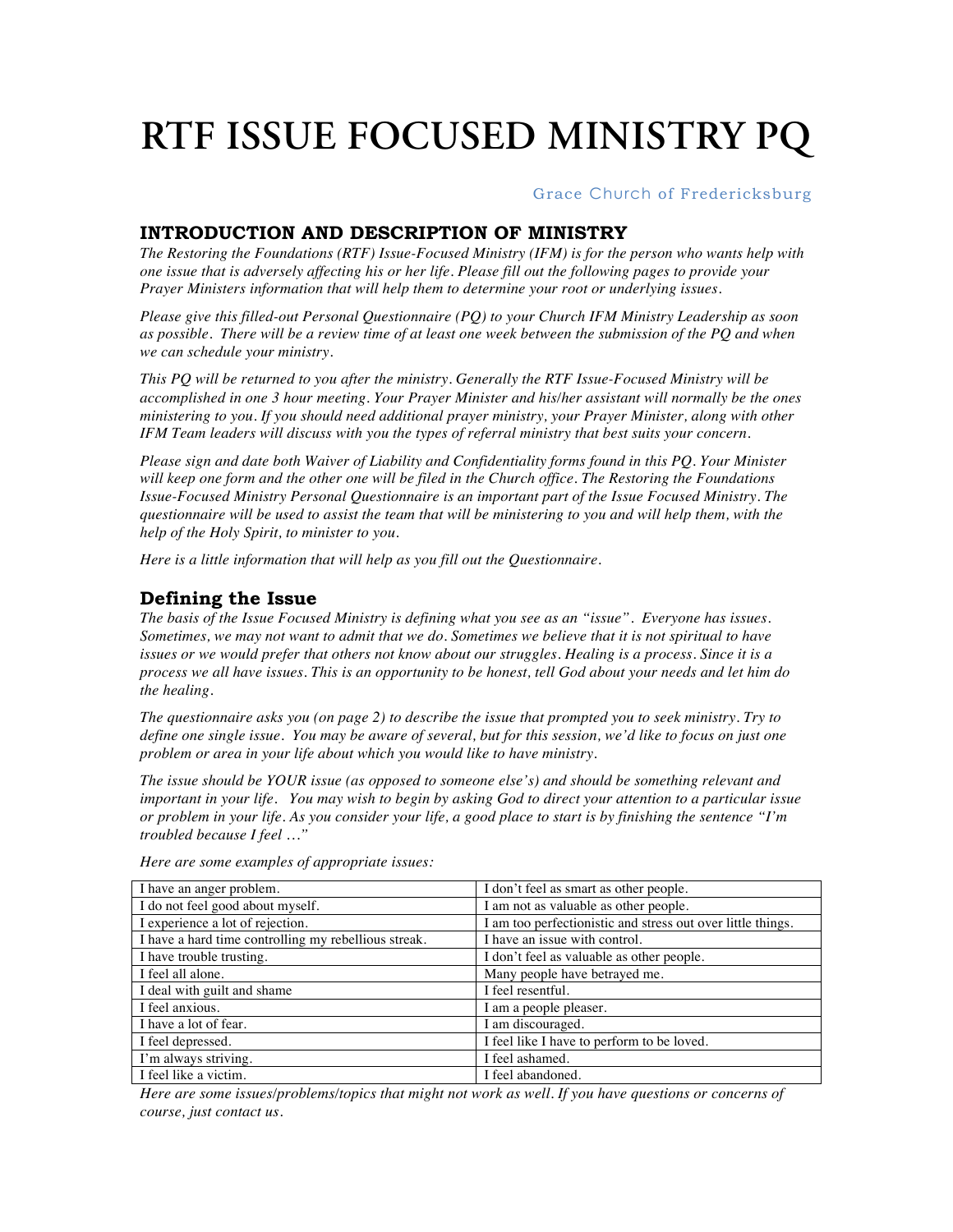# RTF ISSUE FOCUSED MINISTRY PQ

Grace Church of Fredericksburg

## INTRODUCTION AND DESCRIPTION OF MINISTRY

*The Restoring the Foundations (RTF) Issue-Focused Ministry (IFM) is for the person who wants help with one issue that is adversely affecting his or her life. Please fill out the following pages to provide your Prayer Ministers information that will help them to determine your root or underlying issues.*

*Please give this filled-out Personal Questionnaire (PQ) to your Church IFM Ministry Leadership as soon as possible. There will be a review time of at least one week between the submission of the PQ and when we can schedule your ministry.*

*This PQ will be returned to you after the ministry. Generally the RTF Issue-Focused Ministry will be accomplished in one 3 hour meeting. Your Prayer Minister and his/her assistant will normally be the ones ministering to you. If you should need additional prayer ministry, your Prayer Minister, along with other IFM Team leaders will discuss with you the types of referral ministry that best suits your concern.*

*Please sign and date both Waiver of Liability and Confidentiality forms found in this PQ. Your Minister will keep one form and the other one will be filed in the Church office. The Restoring the Foundations Issue-Focused Ministry Personal Questionnaire is an important part of the Issue Focused Ministry. The questionnaire will be used to assist the team that will be ministering to you and will help them, with the help of the Holy Spirit, to minister to you.*

*Here is a little information that will help as you fill out the Questionnaire.*

## Defining the Issue

*The basis of the Issue Focused Ministry is defining what you see as an "issue". Everyone has issues. Sometimes, we may not want to admit that we do. Sometimes we believe that it is not spiritual to have issues or we would prefer that others not know about our struggles. Healing is a process. Since it is a process we all have issues. This is an opportunity to be honest, tell God about your needs and let him do the healing.*

*The questionnaire asks you (on page 2) to describe the issue that prompted you to seek ministry. Try to define one single issue. You may be aware of several, but for this session, we'd like to focus on just one problem or area in your life about which you would like to have ministry.*

*The issue should be YOUR issue (as opposed to someone else's) and should be something relevant and important in your life. You may wish to begin by asking God to direct your attention to a particular issue or problem in your life. As you consider your life, a good place to start is by finishing the sentence "I'm troubled because I feel …"*

*Here are some examples of appropriate issues:*

| | |
|---|---|
| I have an anger problem. | I don't feel as smart as other people. |
| I do not feel good about myself. | I am not as valuable as other people. |
| I experience a lot of rejection. | I am too perfectionistic and stress out over little things. |
| I have a hard time controlling my rebellious streak. | I have an issue with control. |
| I have trouble trusting. | I don't feel as valuable as other people. |
| I feel all alone. | Many people have betrayed me. |
| I deal with guilt and shame | I feel resentful. |
| I feel anxious. | I am a people pleaser. |
| I have a lot of fear. | I am discouraged. |
| I feel depressed. | I feel like I have to perform to be loved. |
| I'm always striving. | I feel ashamed. |
| I feel like a victim. | I feel abandoned. |

*Here are some issues/problems/topics that might not work as well. If you have questions or concerns of course, just contact us.*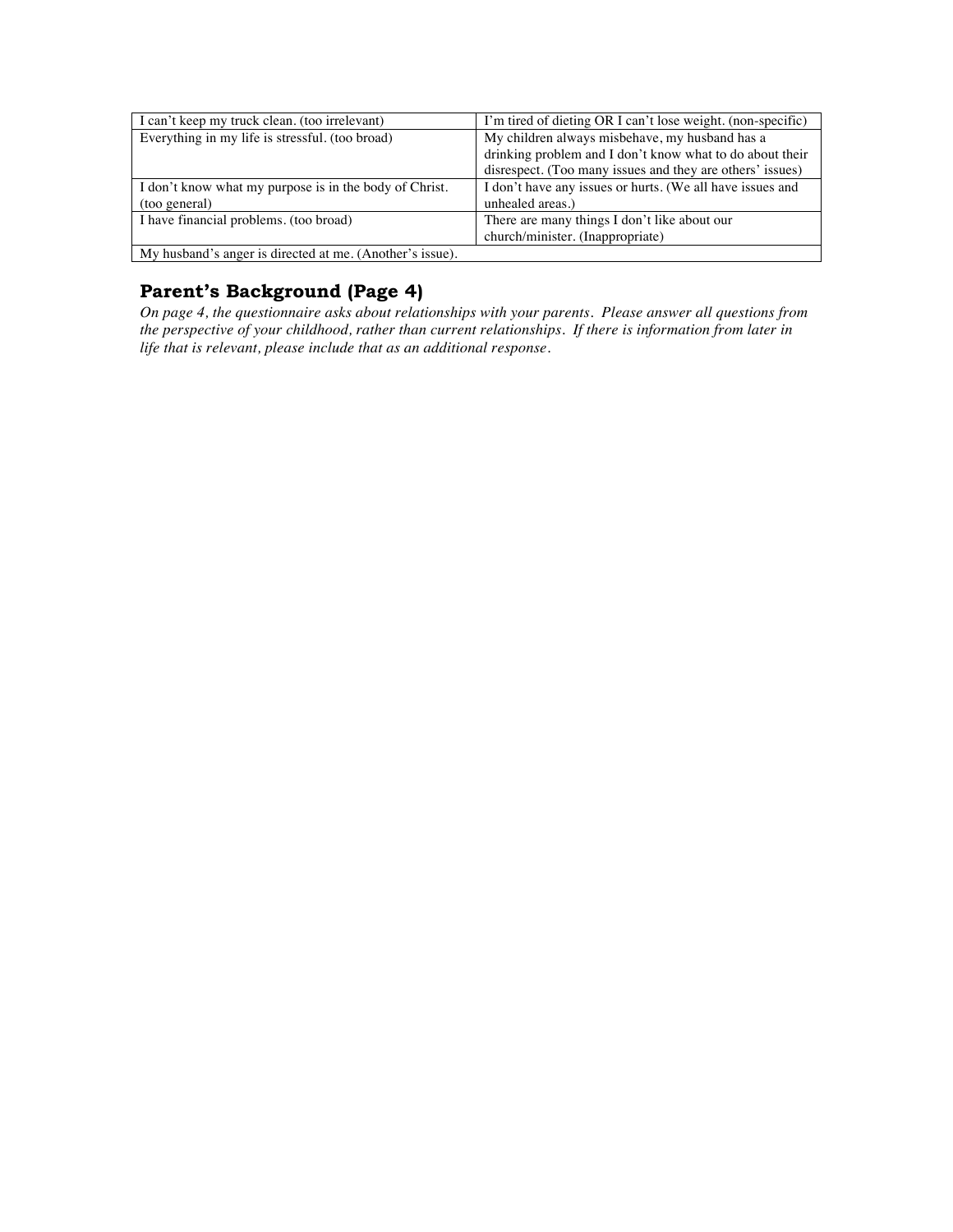| | |
|---|---|
| I can't keep my truck clean. (too irrelevant) | I'm tired of dieting OR I can't lose weight. (non-specific) |
| Everything in my life is stressful. (too broad) | My children always misbehave, my husband has a drinking problem and I don't know what to do about their disrespect. (Too many issues and they are others' issues) |
| I don't know what my purpose is in the body of Christ. (too general) | I don't have any issues or hurts. (We all have issues and unhealed areas.) |
| I have financial problems. (too broad) | There are many things I don't like about our church/minister. (Inappropriate) |
| My husband's anger is directed at me. (Another's issue). | |

## Parent's Background (Page 4)

*On page 4, the questionnaire asks about relationships with your parents. Please answer all questions from the perspective of your childhood, rather than current relationships. If there is information from later in life that is relevant, please include that as an additional response.*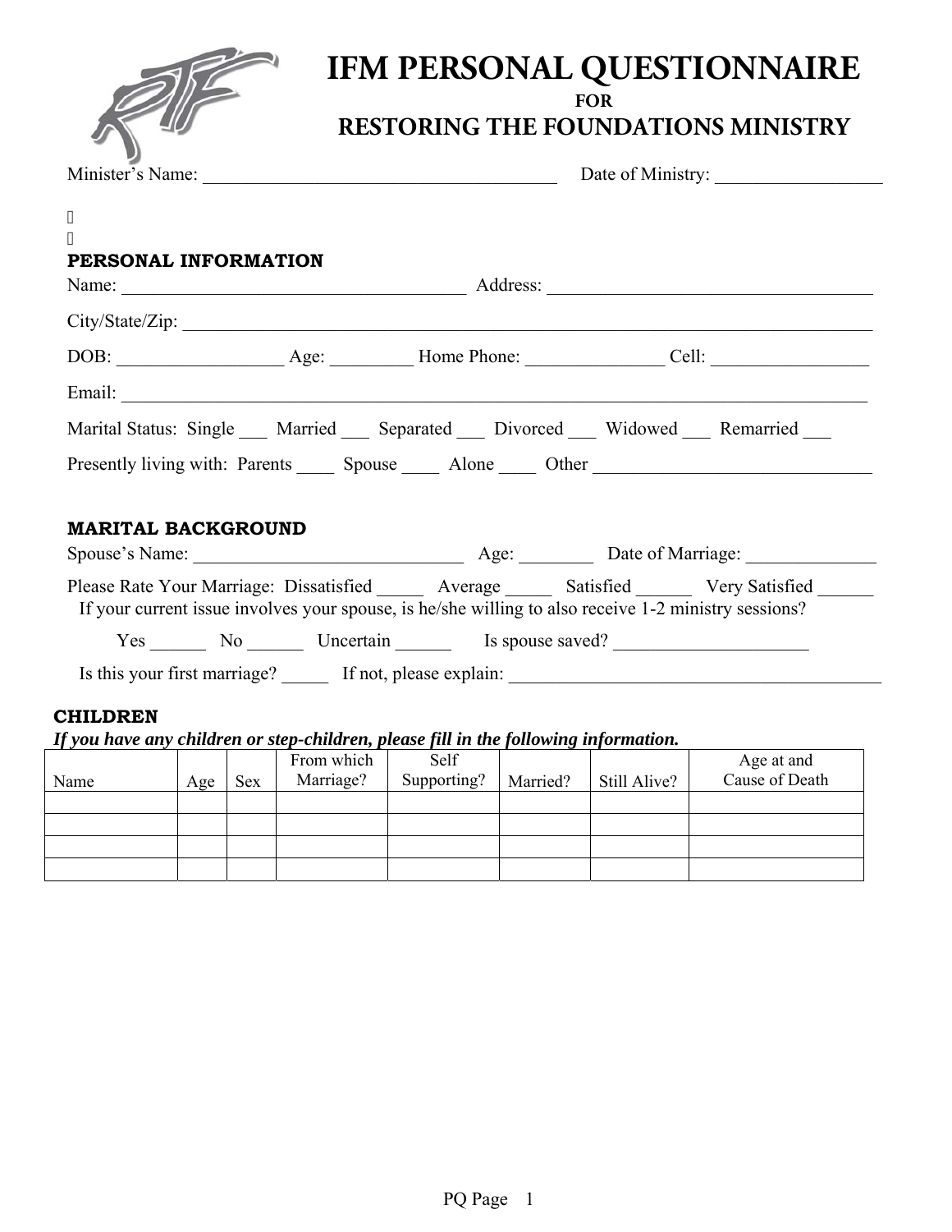# IFM PERSONAL QUESTIONNAIRE

FOR

# RESTORING THE FOUNDATIONS MINISTRY

Minister's Name: _______________________________________ Date of Ministry: __________________

## PERSONAL INFORMATION

Name: _____________________________________ Address: ___________________________________

City/State/Zip: ___________________________________________________________________________

DOB: __________________ Age: _________ Home Phone: _______________ Cell: _________________

Email: ____________________________________________________________________________________

Marital Status: Single ___ Married ___ Separated ___ Divorced ___ Widowed ___ Remarried ___

Presently living with: Parents ____ Spouse ____ Alone ____ Other ______________________________

## MARITAL BACKGROUND

Spouse's Name: ______________________________ Age: ________ Date of Marriage: ______________

Please Rate Your Marriage: Dissatisfied _____ Average _____ Satisfied ______ Very Satisfied ______

If your current issue involves your spouse, is he/she willing to also receive 1-2 ministry sessions?

Yes ______ No ______ Uncertain ______ Is spouse saved? _____________________

Is this your first marriage? _____ If not, please explain: ________________________________________

## CHILDREN

***If you have any children or step-children, please fill in the following information.***

| Name | Age | Sex | From which Marriage? | Self Supporting? | Married? | Still Alive? | Age at and Cause of Death |
|---|---|---|---|---|---|---|---|
| | | | | | | | |
| | | | | | | | |
| | | | | | | | |
| | | | | | | | |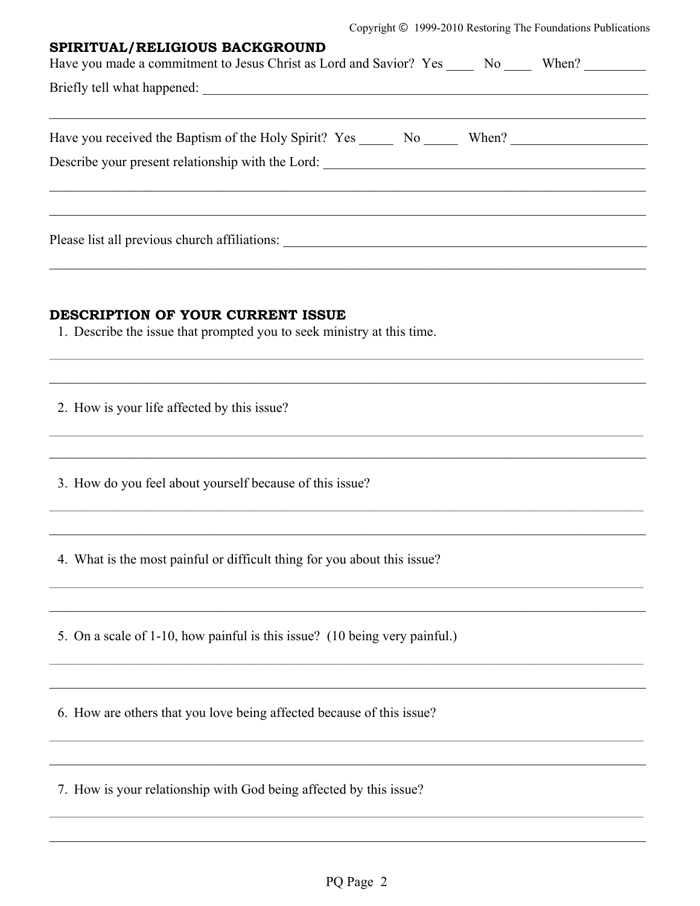## SPIRITUAL/RELIGIOUS BACKGROUND

Have you made a commitment to Jesus Christ as Lord and Savior? Yes ____ No ____ When? _________

Briefly tell what happened: ____________________________________________________________

_______________________________________________________________________________

Have you received the Baptism of the Holy Spirit? Yes _____ No _____ When? ____________________

Describe your present relationship with the Lord: ________________________________________________

_______________________________________________________________________________

_______________________________________________________________________________

Please list all previous church affiliations: _____________________________________________________

_______________________________________________________________________________

## DESCRIPTION OF YOUR CURRENT ISSUE

1. Describe the issue that prompted you to seek ministry at this time.

_______________________________________________________________________________

_______________________________________________________________________________

2. How is your life affected by this issue?

_______________________________________________________________________________

_______________________________________________________________________________

3. How do you feel about yourself because of this issue?

_______________________________________________________________________________

_______________________________________________________________________________

4. What is the most painful or difficult thing for you about this issue?

_______________________________________________________________________________

_______________________________________________________________________________

5. On a scale of 1-10, how painful is this issue? (10 being very painful.)

_______________________________________________________________________________

_______________________________________________________________________________

6. How are others that you love being affected because of this issue?

_______________________________________________________________________________

_______________________________________________________________________________

7. How is your relationship with God being affected by this issue?

_______________________________________________________________________________

_______________________________________________________________________________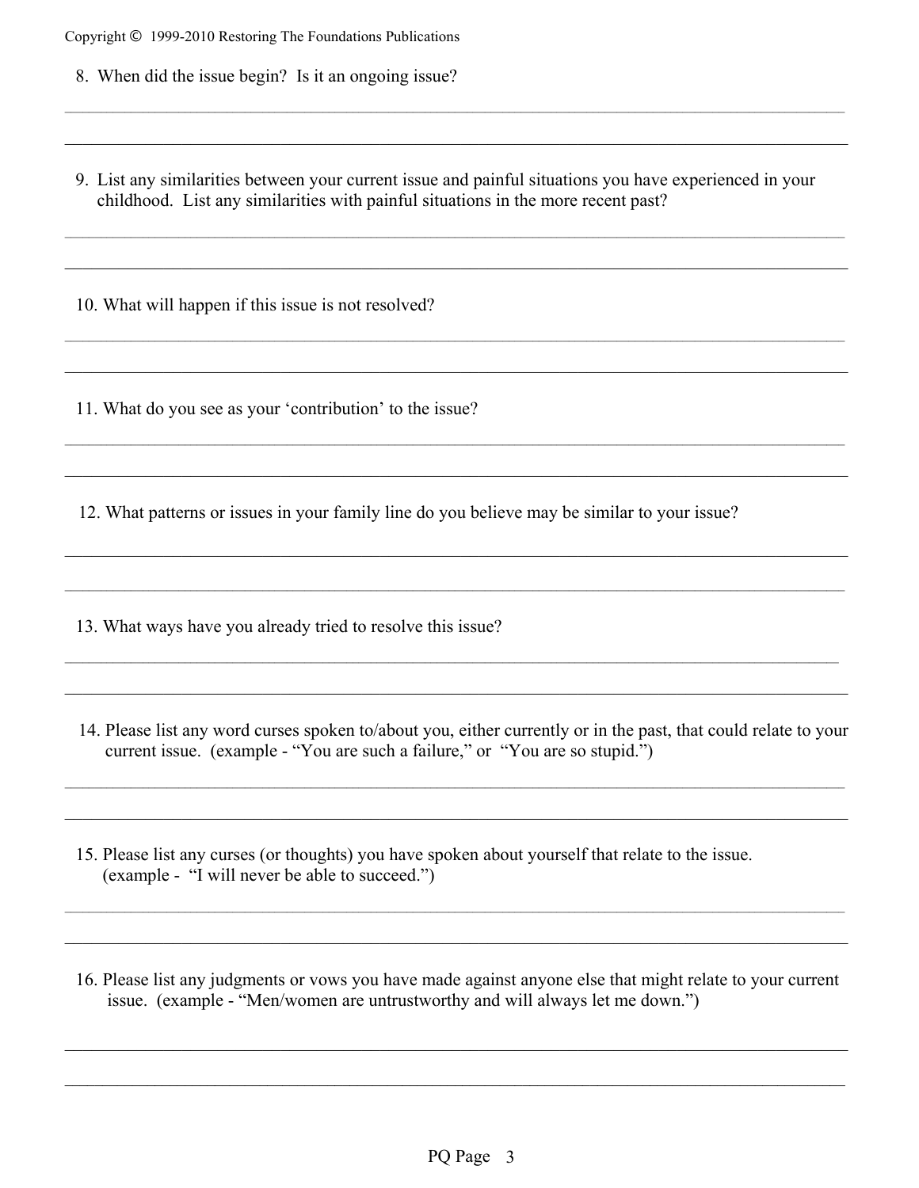8. When did the issue begin? Is it an ongoing issue?

______________________________________________________________________________

______________________________________________________________________________

9. List any similarities between your current issue and painful situations you have experienced in your childhood. List any similarities with painful situations in the more recent past?

______________________________________________________________________________

______________________________________________________________________________

10. What will happen if this issue is not resolved?

______________________________________________________________________________

______________________________________________________________________________

11. What do you see as your 'contribution' to the issue?

______________________________________________________________________________

______________________________________________________________________________

12. What patterns or issues in your family line do you believe may be similar to your issue?

______________________________________________________________________________

______________________________________________________________________________

13. What ways have you already tried to resolve this issue?

______________________________________________________________________________

______________________________________________________________________________

14. Please list any word curses spoken to/about you, either currently or in the past, that could relate to your current issue. (example - "You are such a failure," or "You are so stupid.")

______________________________________________________________________________

______________________________________________________________________________

15. Please list any curses (or thoughts) you have spoken about yourself that relate to the issue. (example - "I will never be able to succeed.")

______________________________________________________________________________

______________________________________________________________________________

16. Please list any judgments or vows you have made against anyone else that might relate to your current issue. (example - "Men/women are untrustworthy and will always let me down.")

______________________________________________________________________________

______________________________________________________________________________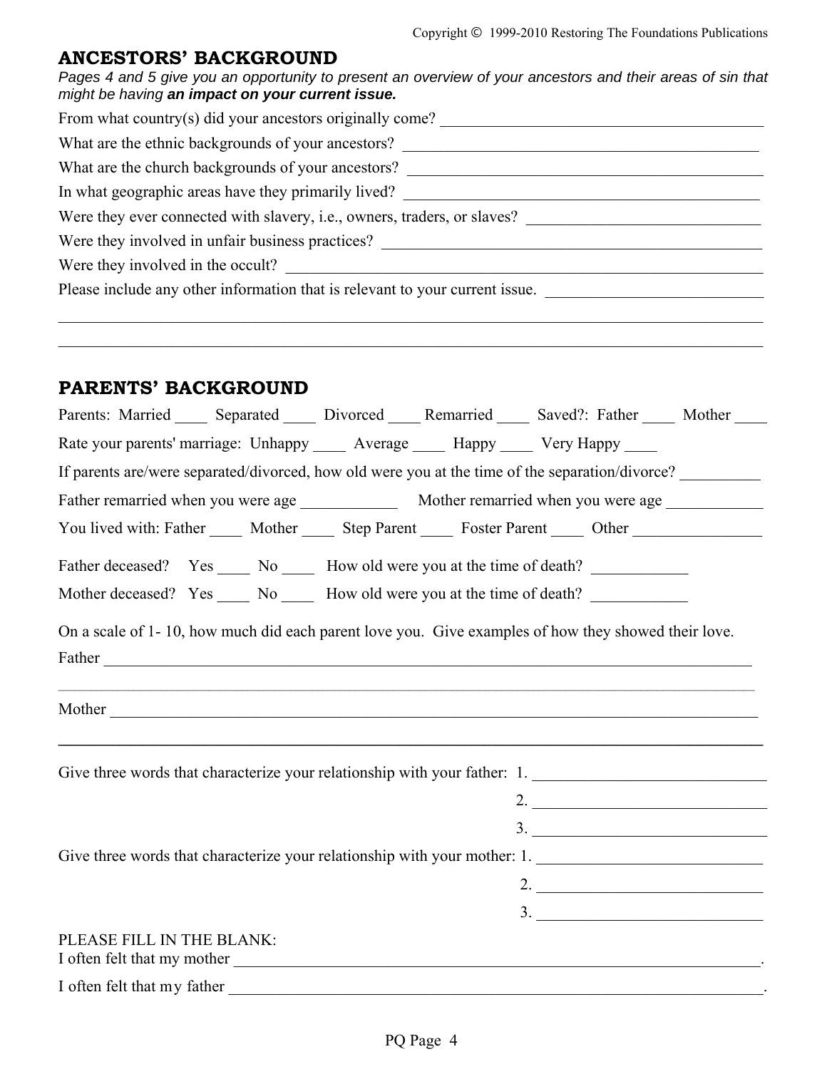## ANCESTORS' BACKGROUND

*Pages 4 and 5 give you an opportunity to present an overview of your ancestors and their areas of sin that might be having* ***an impact on your current issue.***

From what country(s) did your ancestors originally come? ________________________________________

What are the ethnic backgrounds of your ancestors? ________________________________________

What are the church backgrounds of your ancestors? ________________________________________

In what geographic areas have they primarily lived? ________________________________________

Were they ever connected with slavery, i.e., owners, traders, or slaves? ____________________________

Were they involved in unfair business practices? ________________________________________

Were they involved in the occult? ________________________________________

Please include any other information that is relevant to your current issue. ___________________________

________________________________________________________________________________

________________________________________________________________________________

## PARENTS' BACKGROUND

Parents: Married ____ Separated ____ Divorced ____ Remarried ____ Saved?: Father ____ Mother ____

Rate your parents' marriage: Unhappy ____ Average ____ Happy ____ Very Happy ____

If parents are/were separated/divorced, how old were you at the time of the separation/divorce? __________

Father remarried when you were age ____________ Mother remarried when you were age ____________

You lived with: Father ____ Mother ____ Step Parent ____ Foster Parent ____ Other ________________

Father deceased? Yes ____ No ____ How old were you at the time of death? ____________

Mother deceased? Yes ____ No ____ How old were you at the time of death? ____________

On a scale of 1- 10, how much did each parent love you. Give examples of how they showed their love.

Father ________________________________________________________________________________

________________________________________________________________________________

Mother ________________________________________________________________________________

________________________________________________________________________________

Give three words that characterize your relationship with your father: 1. ____________________________

2. ____________________________

3. ____________________________

Give three words that characterize your relationship with your mother: 1. ____________________________

2. ____________________________

3. ____________________________

PLEASE FILL IN THE BLANK:

I often felt that my mother ________________________________________________________________.

I often felt that my father ________________________________________________________________.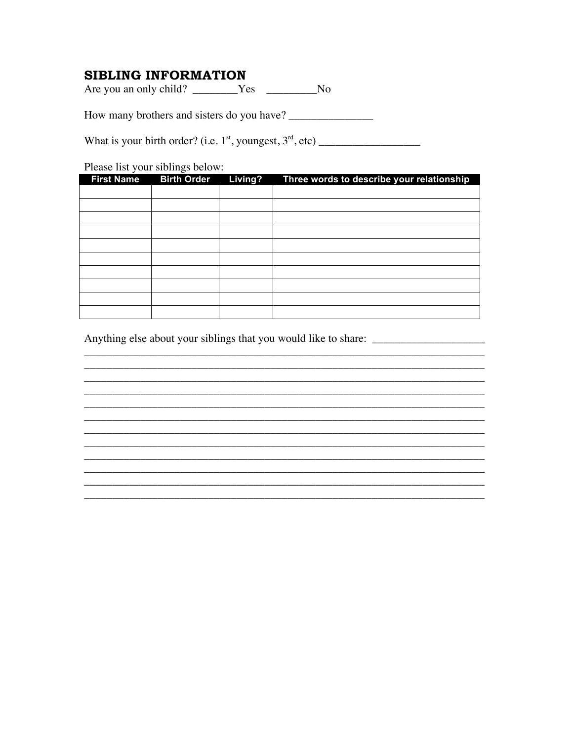## SIBLING INFORMATION

Are you an only child? ________Yes _________No

How many brothers and sisters do you have? _______________

What is your birth order? (i.e. 1st, youngest, 3rd, etc) __________________

Please list your siblings below:

| First Name | Birth Order | Living? | Three words to describe your relationship |
| --- | --- | --- | --- |
| | | | |
| | | | |
| | | | |
| | | | |
| | | | |
| | | | |
| | | | |
| | | | |
| | | | |
| | | | |

Anything else about your siblings that you would like to share: ____________________
__________________________________________________________________________
__________________________________________________________________________
__________________________________________________________________________
__________________________________________________________________________
__________________________________________________________________________
__________________________________________________________________________
__________________________________________________________________________
__________________________________________________________________________
__________________________________________________________________________
__________________________________________________________________________
__________________________________________________________________________
__________________________________________________________________________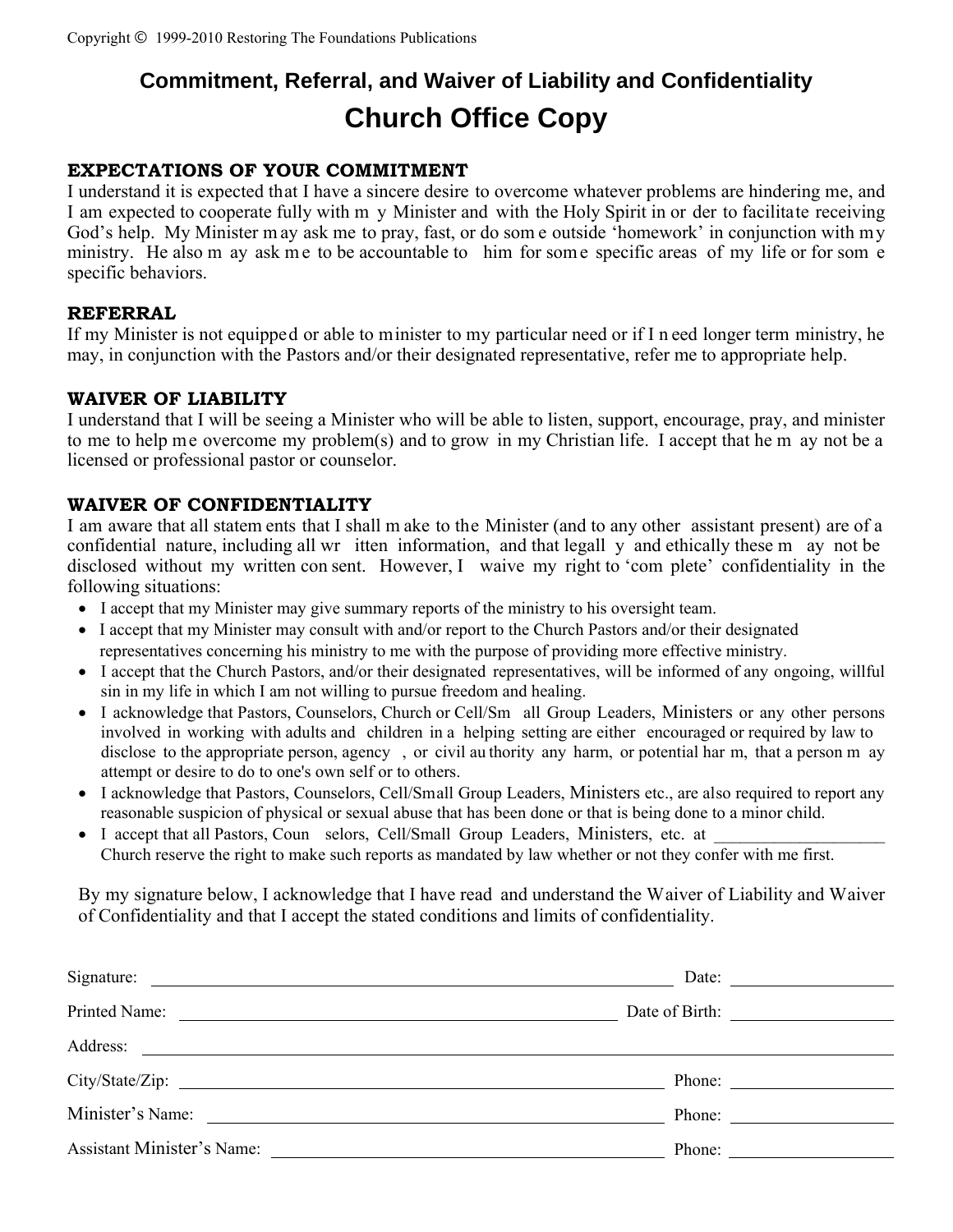Copyright © 1999-2010 Restoring The Foundations Publications

## Commitment, Referral, and Waiver of Liability and Confidentiality

# Church Office Copy

**EXPECTATIONS OF YOUR COMMITMENT**

I understand it is expected that I have a sincere desire to overcome whatever problems are hindering me, and I am expected to cooperate fully with my Minister and with the Holy Spirit in order to facilitate receiving God's help. My Minister may ask me to pray, fast, or do some outside 'homework' in conjunction with my ministry. He also may ask me to be accountable to him for some specific areas of my life or for some specific behaviors.

**REFERRAL**

If my Minister is not equipped or able to minister to my particular need or if I need longer term ministry, he may, in conjunction with the Pastors and/or their designated representative, refer me to appropriate help.

**WAIVER OF LIABILITY**

I understand that I will be seeing a Minister who will be able to listen, support, encourage, pray, and minister to me to help me overcome my problem(s) and to grow in my Christian life. I accept that he may not be a licensed or professional pastor or counselor.

**WAIVER OF CONFIDENTIALITY**

I am aware that all statements that I shall make to the Minister (and to any other assistant present) are of a confidential nature, including all written information, and that legally and ethically these may not be disclosed without my written consent. However, I waive my right to 'complete' confidentiality in the following situations:

- I accept that my Minister may give summary reports of the ministry to his oversight team.
- I accept that my Minister may consult with and/or report to the Church Pastors and/or their designated representatives concerning his ministry to me with the purpose of providing more effective ministry.
- I accept that the Church Pastors, and/or their designated representatives, will be informed of any ongoing, willful sin in my life in which I am not willing to pursue freedom and healing.
- I acknowledge that Pastors, Counselors, Church or Cell/Small Group Leaders, Ministers or any other persons involved in working with adults and children in a helping setting are either encouraged or required by law to disclose to the appropriate person, agency, or civil authority any harm, or potential harm, that a person may attempt or desire to do to one's own self or to others.
- I acknowledge that Pastors, Counselors, Cell/Small Group Leaders, Ministers etc., are also required to report any reasonable suspicion of physical or sexual abuse that has been done or that is being done to a minor child.
- I accept that all Pastors, Counselors, Cell/Small Group Leaders, Ministers, etc. at ____________________ Church reserve the right to make such reports as mandated by law whether or not they confer with me first.

By my signature below, I acknowledge that I have read and understand the Waiver of Liability and Waiver of Confidentiality and that I accept the stated conditions and limits of confidentiality.

Signature: ______________________________ Date: ____________

Printed Name: ______________________________ Date of Birth: ____________

Address: ______________________________

City/State/Zip: ______________________________ Phone: ____________

Minister's Name: ______________________________ Phone: ____________

Assistant Minister's Name: ______________________________ Phone: ____________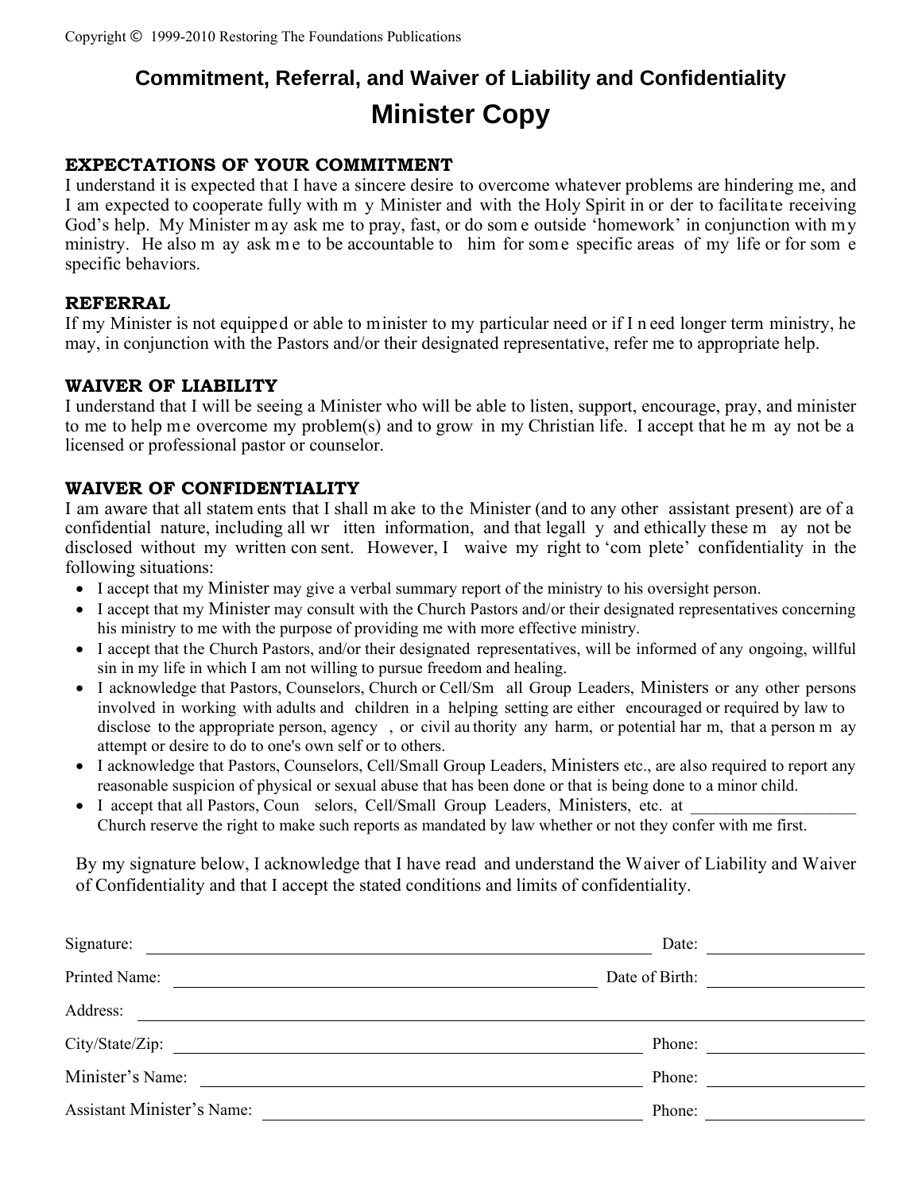Copyright © 1999-2010 Restoring The Foundations Publications

## Commitment, Referral, and Waiver of Liability and Confidentiality

# Minister Copy

### EXPECTATIONS OF YOUR COMMITMENT

I understand it is expected that I have a sincere desire to overcome whatever problems are hindering me, and I am expected to cooperate fully with my Minister and with the Holy Spirit in order to facilitate receiving God's help. My Minister may ask me to pray, fast, or do some outside 'homework' in conjunction with my ministry. He also may ask me to be accountable to him for some specific areas of my life or for some specific behaviors.

### REFERRAL

If my Minister is not equipped or able to minister to my particular need or if I need longer term ministry, he may, in conjunction with the Pastors and/or their designated representative, refer me to appropriate help.

### WAIVER OF LIABILITY

I understand that I will be seeing a Minister who will be able to listen, support, encourage, pray, and minister to me to help me overcome my problem(s) and to grow in my Christian life. I accept that he may not be a licensed or professional pastor or counselor.

### WAIVER OF CONFIDENTIALITY

I am aware that all statements that I shall make to the Minister (and to any other assistant present) are of a confidential nature, including all written information, and that legally and ethically these may not be disclosed without my written consent. However, I waive my right to 'complete' confidentiality in the following situations:

- I accept that my Minister may give a verbal summary report of the ministry to his oversight person.
- I accept that my Minister may consult with the Church Pastors and/or their designated representatives concerning his ministry to me with the purpose of providing me with more effective ministry.
- I accept that the Church Pastors, and/or their designated representatives, will be informed of any ongoing, willful sin in my life in which I am not willing to pursue freedom and healing.
- I acknowledge that Pastors, Counselors, Church or Cell/Small Group Leaders, Ministers or any other persons involved in working with adults and children in a helping setting are either encouraged or required by law to disclose to the appropriate person, agency, or civil authority any harm, or potential harm, that a person may attempt or desire to do to one's own self or to others.
- I acknowledge that Pastors, Counselors, Cell/Small Group Leaders, Ministers etc., are also required to report any reasonable suspicion of physical or sexual abuse that has been done or that is being done to a minor child.
- I accept that all Pastors, Counselors, Cell/Small Group Leaders, Ministers, etc. at ____________________ Church reserve the right to make such reports as mandated by law whether or not they confer with me first.

By my signature below, I acknowledge that I have read and understand the Waiver of Liability and Waiver of Confidentiality and that I accept the stated conditions and limits of confidentiality.

Signature: ______________________________ Date: ______________

Printed Name: ______________________________ Date of Birth: ______________

Address: ______________________________

City/State/Zip: ______________________________ Phone: ______________

Minister's Name: ______________________________ Phone: ______________

Assistant Minister's Name: ______________________________ Phone: ______________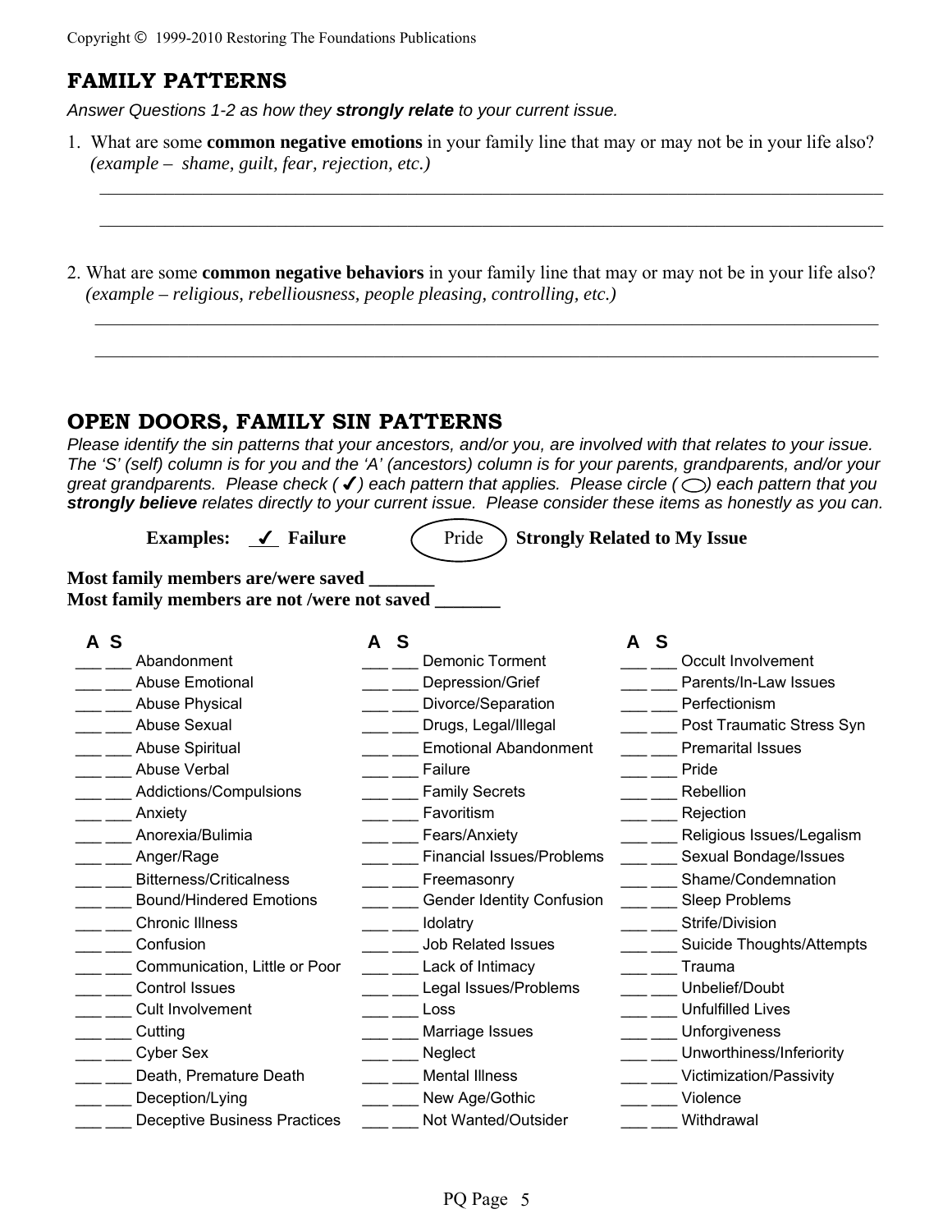Copyright © 1999-2010 Restoring The Foundations Publications

## FAMILY PATTERNS

*Answer Questions 1-2 as how they **strongly relate** to your current issue.*

1. What are some **common negative emotions** in your family line that may or may not be in your life also? *(example – shame, guilt, fear, rejection, etc.)*

_______________________________________________________________________________

_______________________________________________________________________________

2. What are some **common negative behaviors** in your family line that may or may not be in your life also? *(example – religious, rebelliousness, people pleasing, controlling, etc.)*

_______________________________________________________________________________

_______________________________________________________________________________

## OPEN DOORS, FAMILY SIN PATTERNS

*Please identify the sin patterns that your ancestors, and/or you, are involved with that relates to your issue. The 'S' (self) column is for you and the 'A' (ancestors) column is for your parents, grandparents, and/or your great grandparents. Please check ( ✓ ) each pattern that applies. Please circle ( ◯ ) each pattern that you **strongly believe** relates directly to your current issue. Please consider these items as honestly as you can.*

**Examples:** ✓ **Failure** (Pride) **Strongly Related to My Issue**

**Most family members are/were saved _______**
**Most family members are not /were not saved _______**

| A | S | | A | S | | A | S | |
|---|---|---|---|---|---|---|---|---|
| ___ | ___ | Abandonment | ___ | ___ | Demonic Torment | ___ | ___ | Occult Involvement |
| ___ | ___ | Abuse Emotional | ___ | ___ | Depression/Grief | ___ | ___ | Parents/In-Law Issues |
| ___ | ___ | Abuse Physical | ___ | ___ | Divorce/Separation | ___ | ___ | Perfectionism |
| ___ | ___ | Abuse Sexual | ___ | ___ | Drugs, Legal/Illegal | ___ | ___ | Post Traumatic Stress Syn |
| ___ | ___ | Abuse Spiritual | ___ | ___ | Emotional Abandonment | ___ | ___ | Premarital Issues |
| ___ | ___ | Abuse Verbal | ___ | ___ | Failure | ___ | ___ | Pride |
| ___ | ___ | Addictions/Compulsions | ___ | ___ | Family Secrets | ___ | ___ | Rebellion |
| ___ | ___ | Anxiety | ___ | ___ | Favoritism | ___ | ___ | Rejection |
| ___ | ___ | Anorexia/Bulimia | ___ | ___ | Fears/Anxiety | ___ | ___ | Religious Issues/Legalism |
| ___ | ___ | Anger/Rage | ___ | ___ | Financial Issues/Problems | ___ | ___ | Sexual Bondage/Issues |
| ___ | ___ | Bitterness/Criticalness | ___ | ___ | Freemasonry | ___ | ___ | Shame/Condemnation |
| ___ | ___ | Bound/Hindered Emotions | ___ | ___ | Gender Identity Confusion | ___ | ___ | Sleep Problems |
| ___ | ___ | Chronic Illness | ___ | ___ | Idolatry | ___ | ___ | Strife/Division |
| ___ | ___ | Confusion | ___ | ___ | Job Related Issues | ___ | ___ | Suicide Thoughts/Attempts |
| ___ | ___ | Communication, Little or Poor | ___ | ___ | Lack of Intimacy | ___ | ___ | Trauma |
| ___ | ___ | Control Issues | ___ | ___ | Legal Issues/Problems | ___ | ___ | Unbelief/Doubt |
| ___ | ___ | Cult Involvement | ___ | ___ | Loss | ___ | ___ | Unfulfilled Lives |
| ___ | ___ | Cutting | ___ | ___ | Marriage Issues | ___ | ___ | Unforgiveness |
| ___ | ___ | Cyber Sex | ___ | ___ | Neglect | ___ | ___ | Unworthiness/Inferiority |
| ___ | ___ | Death, Premature Death | ___ | ___ | Mental Illness | ___ | ___ | Victimization/Passivity |
| ___ | ___ | Deception/Lying | ___ | ___ | New Age/Gothic | ___ | ___ | Violence |
| ___ | ___ | Deceptive Business Practices | ___ | ___ | Not Wanted/Outsider | ___ | ___ | Withdrawal |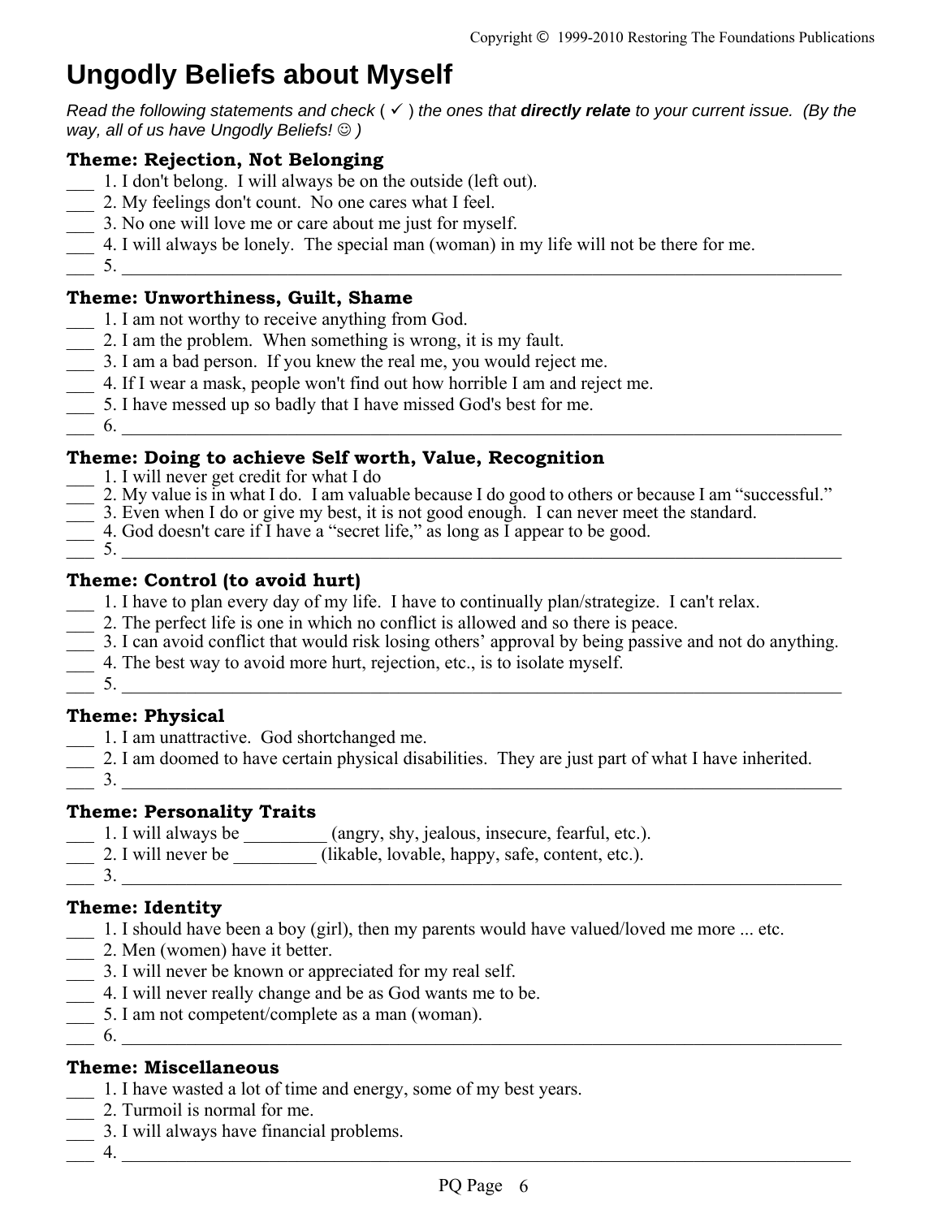# Ungodly Beliefs about Myself

*Read the following statements and check ( ✓ ) the ones that **directly relate** to your current issue. (By the way, all of us have Ungodly Beliefs! ☺ )*

### Theme: Rejection, Not Belonging

___ 1. I don't belong. I will always be on the outside (left out).
___ 2. My feelings don't count. No one cares what I feel.
___ 3. No one will love me or care about me just for myself.
___ 4. I will always be lonely. The special man (woman) in my life will not be there for me.
___ 5. ___________________________________________________________________________

### Theme: Unworthiness, Guilt, Shame

___ 1. I am not worthy to receive anything from God.
___ 2. I am the problem. When something is wrong, it is my fault.
___ 3. I am a bad person. If you knew the real me, you would reject me.
___ 4. If I wear a mask, people won't find out how horrible I am and reject me.
___ 5. I have messed up so badly that I have missed God's best for me.
___ 6. ___________________________________________________________________________

### Theme: Doing to achieve Self worth, Value, Recognition

___ 1. I will never get credit for what I do
___ 2. My value is in what I do. I am valuable because I do good to others or because I am "successful."
___ 3. Even when I do or give my best, it is not good enough. I can never meet the standard.
___ 4. God doesn't care if I have a "secret life," as long as I appear to be good.
___ 5. ___________________________________________________________________________

### Theme: Control (to avoid hurt)

___ 1. I have to plan every day of my life. I have to continually plan/strategize. I can't relax.
___ 2. The perfect life is one in which no conflict is allowed and so there is peace.
___ 3. I can avoid conflict that would risk losing others' approval by being passive and not do anything.
___ 4. The best way to avoid more hurt, rejection, etc., is to isolate myself.
___ 5. ___________________________________________________________________________

### Theme: Physical

___ 1. I am unattractive. God shortchanged me.
___ 2. I am doomed to have certain physical disabilities. They are just part of what I have inherited.
___ 3. ___________________________________________________________________________

### Theme: Personality Traits

___ 1. I will always be _________ (angry, shy, jealous, insecure, fearful, etc.).
___ 2. I will never be _________ (likable, lovable, happy, safe, content, etc.).
___ 3. ___________________________________________________________________________

### Theme: Identity

___ 1. I should have been a boy (girl), then my parents would have valued/loved me more ... etc.
___ 2. Men (women) have it better.
___ 3. I will never be known or appreciated for my real self.
___ 4. I will never really change and be as God wants me to be.
___ 5. I am not competent/complete as a man (woman).
___ 6. ___________________________________________________________________________

### Theme: Miscellaneous

___ 1. I have wasted a lot of time and energy, some of my best years.
___ 2. Turmoil is normal for me.
___ 3. I will always have financial problems.
___ 4. ___________________________________________________________________________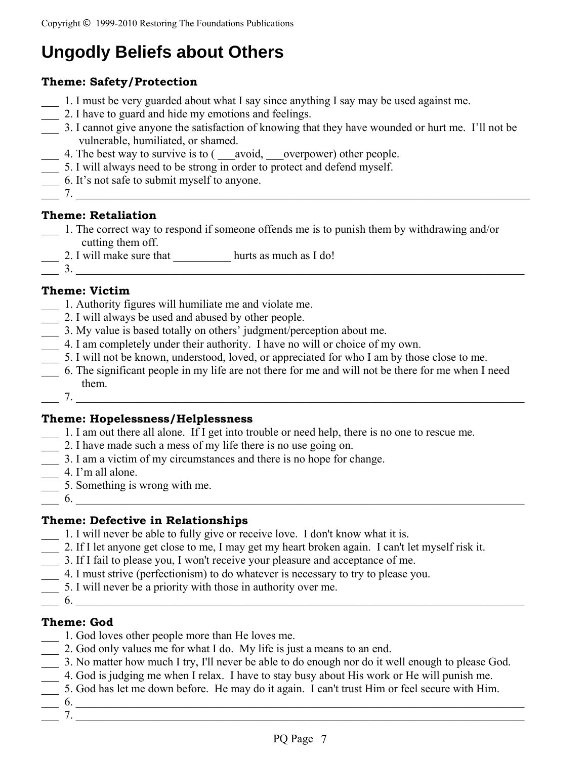# Ungodly Beliefs about Others

### Theme: Safety/Protection

___ 1. I must be very guarded about what I say since anything I say may be used against me.
___ 2. I have to guard and hide my emotions and feelings.
___ 3. I cannot give anyone the satisfaction of knowing that they have wounded or hurt me. I'll not be vulnerable, humiliated, or shamed.
___ 4. The best way to survive is to ( ___avoid, ___overpower) other people.
___ 5. I will always need to be strong in order to protect and defend myself.
___ 6. It's not safe to submit myself to anyone.
___ 7. ______________________________________________________________________________

### Theme: Retaliation

___ 1. The correct way to respond if someone offends me is to punish them by withdrawing and/or cutting them off.
___ 2. I will make sure that __________ hurts as much as I do!
___ 3. ______________________________________________________________________________

### Theme: Victim

___ 1. Authority figures will humiliate me and violate me.
___ 2. I will always be used and abused by other people.
___ 3. My value is based totally on others' judgment/perception about me.
___ 4. I am completely under their authority. I have no will or choice of my own.
___ 5. I will not be known, understood, loved, or appreciated for who I am by those close to me.
___ 6. The significant people in my life are not there for me and will not be there for me when I need them.
___ 7. ______________________________________________________________________________

### Theme: Hopelessness/Helplessness

___ 1. I am out there all alone. If I get into trouble or need help, there is no one to rescue me.
___ 2. I have made such a mess of my life there is no use going on.
___ 3. I am a victim of my circumstances and there is no hope for change.
___ 4. I'm all alone.
___ 5. Something is wrong with me.
___ 6. ______________________________________________________________________________

### Theme: Defective in Relationships

___ 1. I will never be able to fully give or receive love. I don't know what it is.
___ 2. If I let anyone get close to me, I may get my heart broken again. I can't let myself risk it.
___ 3. If I fail to please you, I won't receive your pleasure and acceptance of me.
___ 4. I must strive (perfectionism) to do whatever is necessary to try to please you.
___ 5. I will never be a priority with those in authority over me.
___ 6. ______________________________________________________________________________

### Theme: God

___ 1. God loves other people more than He loves me.
___ 2. God only values me for what I do. My life is just a means to an end.
___ 3. No matter how much I try, I'll never be able to do enough nor do it well enough to please God.
___ 4. God is judging me when I relax. I have to stay busy about His work or He will punish me.
___ 5. God has let me down before. He may do it again. I can't trust Him or feel secure with Him.
___ 6. ______________________________________________________________________________
___ 7. ______________________________________________________________________________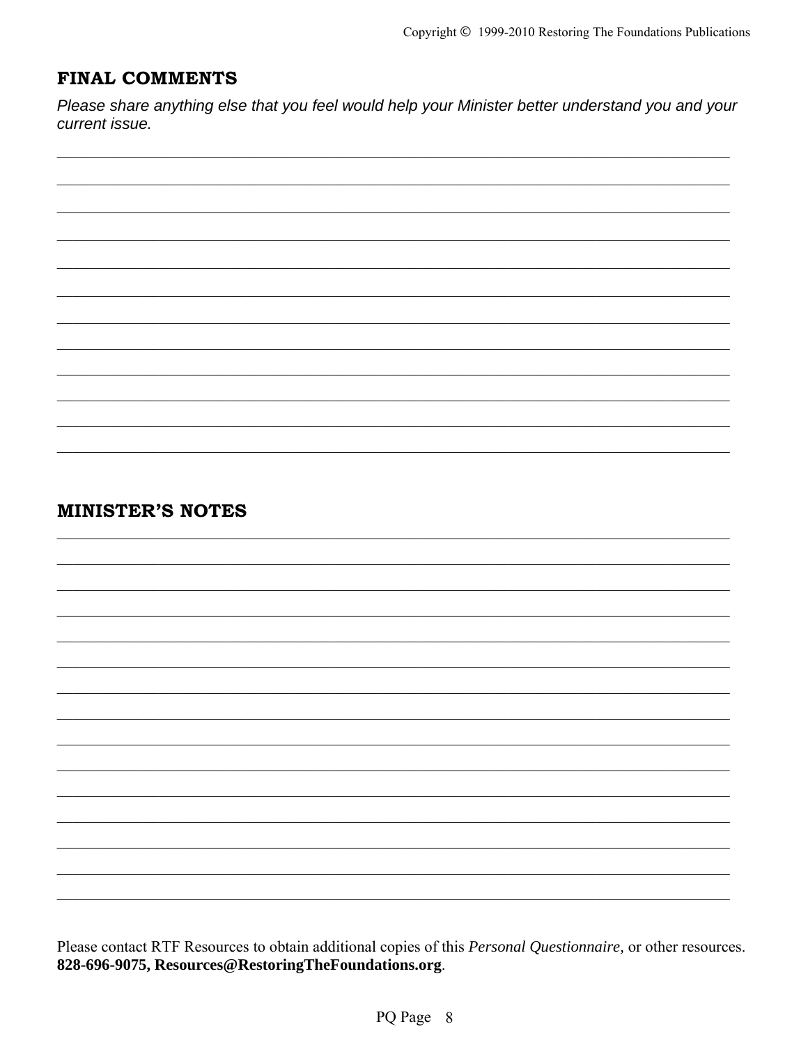## FINAL COMMENTS

*Please share anything else that you feel would help your Minister better understand you and your current issue.*

______________________________________________________________________________

______________________________________________________________________________

______________________________________________________________________________

______________________________________________________________________________

______________________________________________________________________________

______________________________________________________________________________

______________________________________________________________________________

______________________________________________________________________________

______________________________________________________________________________

______________________________________________________________________________

______________________________________________________________________________

______________________________________________________________________________

## MINISTER'S NOTES

______________________________________________________________________________

______________________________________________________________________________

______________________________________________________________________________

______________________________________________________________________________

______________________________________________________________________________

______________________________________________________________________________

______________________________________________________________________________

______________________________________________________________________________

______________________________________________________________________________

______________________________________________________________________________

______________________________________________________________________________

______________________________________________________________________________

______________________________________________________________________________

______________________________________________________________________________

______________________________________________________________________________

Please contact RTF Resources to obtain additional copies of this *Personal Questionnaire,* or other resources. **828-696-9075, Resources@RestoringTheFoundations.org**.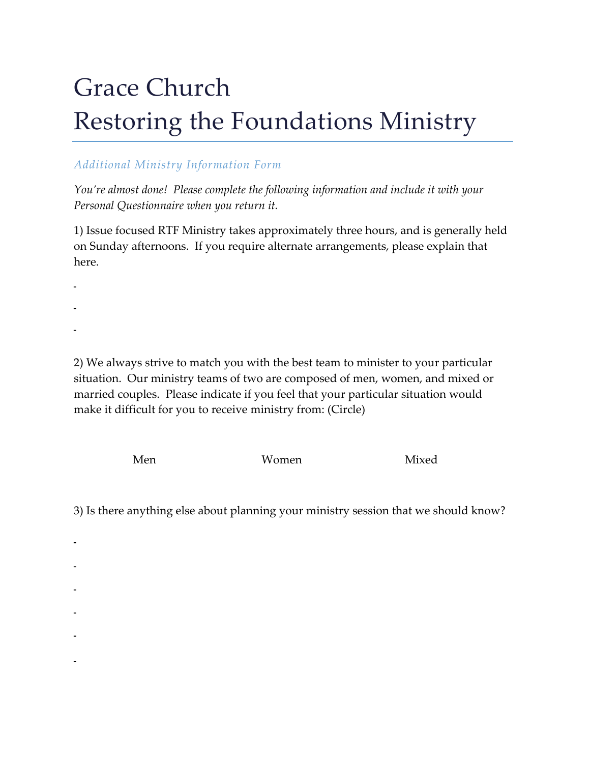# Grace Church
# Restoring the Foundations Ministry

*Additional Ministry Information Form*

*You're almost done! Please complete the following information and include it with your Personal Questionnaire when you return it.*

1) Issue focused RTF Ministry takes approximately three hours, and is generally held on Sunday afternoons. If you require alternate arrangements, please explain that here.

-

-

-

2) We always strive to match you with the best team to minister to your particular situation. Our ministry teams of two are composed of men, women, and mixed or married couples. Please indicate if you feel that your particular situation would make it difficult for you to receive ministry from: (Circle)

Men Women Mixed

3) Is there anything else about planning your ministry session that we should know?

-

-

-

-

-

-